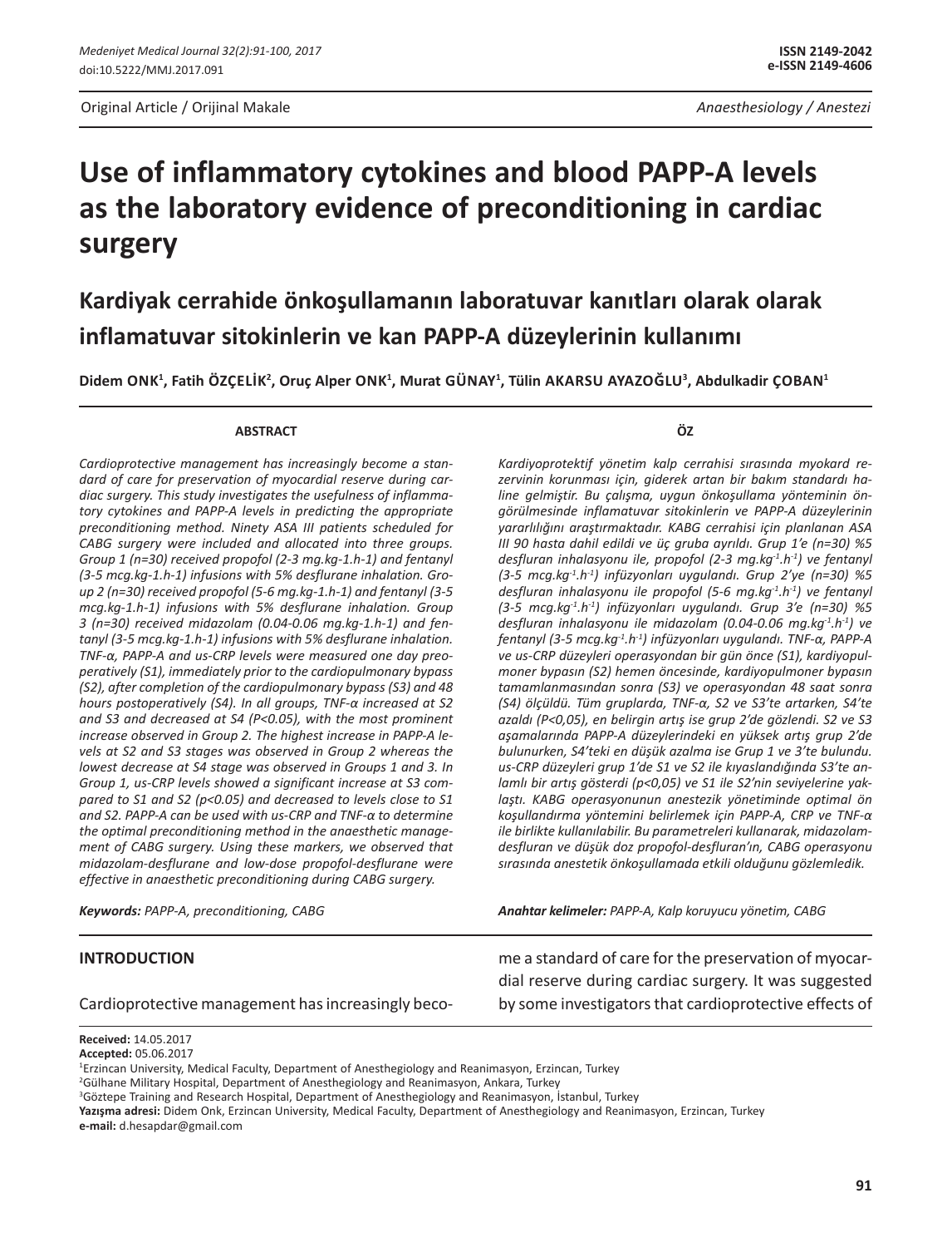Original Article / Orijinal Makale

Anaesthesiology / Anestezi

# Use of inflammatory cytokines and blood PAPP-A levels as the laboratory evidence of preconditioning in cardiac surgery

## Kardiyak cerrahide önkoşullamanın laboratuvar kanıtları olarak olarak inflamatuvar sitokinlerin ve kan PAPP-A düzeylerinin kullanımı

**Didem ONK[1], Fatih ÖZÇELİK[2], Oruç Alper ONK[1], Murat GÜNAY[1], Tülin AKARSU AYAZOĞLU[3], Abdulkadir ÇOBAN[1]**

### ABSTRACT

*Cardioprotective management has increasingly become a standard of care for preservation of myocardial reserve during cardiac surgery. This study investigates the usefulness of inflammatory cytokines and PAPP-A levels in predicting the appropriate preconditioning method. Ninety ASA III patients scheduled for CABG surgery were included and allocated into three groups. Group 1 (n=30) received propofol (2-3 mg.kg-1.h-1) and fentanyl (3-5 mcg.kg-1.h-1) infusions with 5% desflurane inhalation. Group 2 (n=30) received propofol (5-6 mg.kg-1.h-1) and fentanyl (3-5 mcg.kg-1.h-1) infusions with 5% desflurane inhalation. Group 3 (n=30) received midazolam (0.04-0.06 mg.kg-1.h-1) and fentanyl (3-5 mcg.kg-1.h-1) infusions with 5% desflurane inhalation. TNF-α, PAPP-A and us-CRP levels were measured one day preoperatively (S1), immediately prior to the cardiopulmonary bypass (S2), after completion of the cardiopulmonary bypass (S3) and 48 hours postoperatively (S4). In all groups, TNF-α increased at S2 and S3 and decreased at S4 (P<0.05), with the most prominent increase observed in Group 2. The highest increase in PAPP-A levels at S2 and S3 stages was observed in Group 2 whereas the lowest decrease at S4 stage was observed in Groups 1 and 3. In Group 1, us-CRP levels showed a significant increase at S3 compared to S1 and S2 (p<0.05) and decreased to levels close to S1 and S2. PAPP-A can be used with us-CRP and TNF-α to determine the optimal preconditioning method in the anaesthetic management of CABG surgery. Using these markers, we observed that midazolam-desflurane and low-dose propofol-desflurane were effective in anaesthetic preconditioning during CABG surgery.*

***Keywords:*** *PAPP-A, preconditioning, CABG*

### ÖZ

*Kardiyoprotektif yönetim kalp cerrahisi sırasında myokard rezervinin korunması için, giderek artan bir bakım standardı haline gelmiştir. Bu çalışma, uygun önkoşullama yönteminin öngörülmesinde inflamatuvar sitokinlerin ve PAPP-A düzeylerinin yararlılığını araştırmaktadır. KABG cerrahisi için planlanan ASA III 90 hasta dahil edildi ve üç gruba ayrıldı. Grup 1'e (n=30) %5 desfluran inhalasyonu ile, propofol (2-3 mg.kg$^{-1}$.h$^{-1}$) ve fentanyl (3-5 mcg.kg$^{-1}$.h$^{-1}$) infüzyonları uygulandı. Grup 2'ye (n=30) %5 desfluran inhalasyonu ile propofol (5-6 mg.kg$^{-1}$.h$^{-1}$) ve fentanyl (3-5 mcg.kg$^{-1}$.h$^{-1}$) infüzyonları uygulandı. Grup 3'e (n=30) %5 desfluran inhalasyonu ile midazolam (0.04-0.06 mg.kg$^{-1}$.h$^{-1}$) ve fentanyl (3-5 mcg.kg$^{-1}$.h$^{-1}$) infüzyonları uygulandı. TNF-α, PAPP-A ve us-CRP düzeyleri operasyondan bir gün önce (S1), kardiyopulmoner bypasın (S2) hemen öncesinde, kardiyopulmoner bypasın tamamlanmasından sonra (S3) ve operasyondan 48 saat sonra (S4) ölçüldü. Tüm gruplarda, TNF-α, S2 ve S3'te artarken, S4'te azaldı (P<0,05), en belirgin artış ise grup 2'de gözlendi. S2 ve S3 aşamalarında PAPP-A düzeylerindeki en yüksek artış grup 2'de bulunurken, S4'teki en düşük azalma ise Grup 1 ve 3'te bulundu. us-CRP düzeyleri grup 1'de S1 ve S2 ile kıyaslandığında S3'te anlamlı bir artış gösterdi (p<0,05) ve S1 ile S2'nin seviyelerine yaklaştı. KABG operasyonunun anestezik yönetiminde optimal ön koşullandırma yöntemini belirlemek için PAPP-A, CRP ve TNF-α ile birlikte kullanılabilir. Bu parametreleri kullanarak, midazolam-desfluran ve düşük doz propofol-desfluran'ın, CABG operasyonu sırasında anestetik önkoşullamada etkili olduğunu gözlemledik.*

***Anahtar kelimeler:*** *PAPP-A, Kalp koruyucu yönetim, CABG*

### INTRODUCTION

Cardioprotective management has increasingly become a standard of care for the preservation of myocardial reserve during cardiac surgery. It was suggested by some investigators that cardioprotective effects of

**Received:** 14.05.2017
**Accepted:** 05.06.2017
[1]Erzincan University, Medical Faculty, Department of Anesthegiology and Reanimasyon, Erzincan, Turkey
[2]Gülhane Military Hospital, Department of Anesthegiology and Reanimasyon, Ankara, Turkey
[3]Göztepe Training and Research Hospital, Department of Anesthegiology and Reanimasyon, İstanbul, Turkey
**Yazışma adresi:** Didem Onk, Erzincan University, Medical Faculty, Department of Anesthegiology and Reanimasyon, Erzincan, Turkey
**e-mail:** d.hesapdar@gmail.com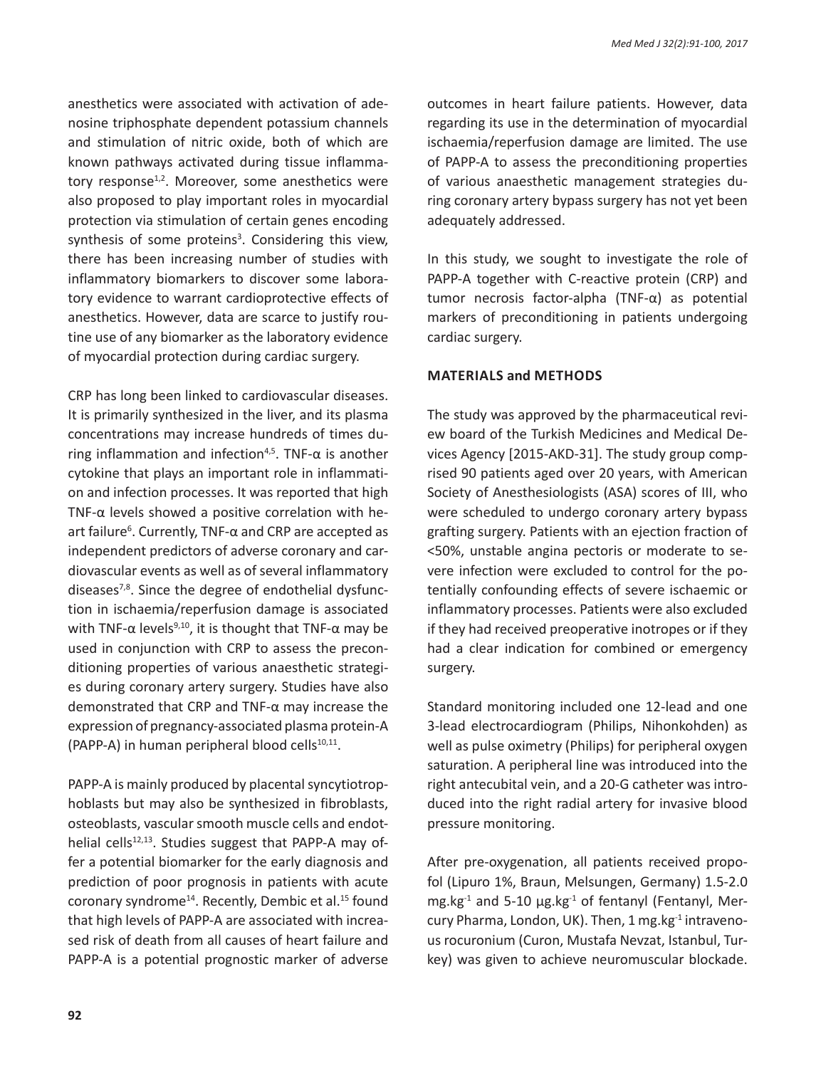anesthetics were associated with activation of adenosine triphosphate dependent potassium channels and stimulation of nitric oxide, both of which are known pathways activated during tissue inflammatory response[1,2]. Moreover, some anesthetics were also proposed to play important roles in myocardial protection via stimulation of certain genes encoding synthesis of some proteins[3]. Considering this view, there has been increasing number of studies with inflammatory biomarkers to discover some laboratory evidence to warrant cardioprotective effects of anesthetics. However, data are scarce to justify routine use of any biomarker as the laboratory evidence of myocardial protection during cardiac surgery.

CRP has long been linked to cardiovascular diseases. It is primarily synthesized in the liver, and its plasma concentrations may increase hundreds of times during inflammation and infection[4,5]. TNF-α is another cytokine that plays an important role in inflammation and infection processes. It was reported that high TNF-α levels showed a positive correlation with heart failure[6]. Currently, TNF-α and CRP are accepted as independent predictors of adverse coronary and cardiovascular events as well as of several inflammatory diseases[7,8]. Since the degree of endothelial dysfunction in ischaemia/reperfusion damage is associated with TNF-α levels[9,10], it is thought that TNF-α may be used in conjunction with CRP to assess the preconditioning properties of various anaesthetic strategies during coronary artery surgery. Studies have also demonstrated that CRP and TNF-α may increase the expression of pregnancy-associated plasma protein-A (PAPP-A) in human peripheral blood cells[10,11].

PAPP-A is mainly produced by placental syncytiotrophoblasts but may also be synthesized in fibroblasts, osteoblasts, vascular smooth muscle cells and endothelial cells[12,13]. Studies suggest that PAPP-A may offer a potential biomarker for the early diagnosis and prediction of poor prognosis in patients with acute coronary syndrome[14]. Recently, Dembic et al.[15] found that high levels of PAPP-A are associated with increased risk of death from all causes of heart failure and PAPP-A is a potential prognostic marker of adverse outcomes in heart failure patients. However, data regarding its use in the determination of myocardial ischaemia/reperfusion damage are limited. The use of PAPP-A to assess the preconditioning properties of various anaesthetic management strategies during coronary artery bypass surgery has not yet been adequately addressed.

In this study, we sought to investigate the role of PAPP-A together with C-reactive protein (CRP) and tumor necrosis factor-alpha (TNF-α) as potential markers of preconditioning in patients undergoing cardiac surgery.

## MATERIALS and METHODS

The study was approved by the pharmaceutical review board of the Turkish Medicines and Medical Devices Agency [2015-AKD-31]. The study group comprised 90 patients aged over 20 years, with American Society of Anesthesiologists (ASA) scores of III, who were scheduled to undergo coronary artery bypass grafting surgery. Patients with an ejection fraction of <50%, unstable angina pectoris or moderate to severe infection were excluded to control for the potentially confounding effects of severe ischaemic or inflammatory processes. Patients were also excluded if they had received preoperative inotropes or if they had a clear indication for combined or emergency surgery.

Standard monitoring included one 12-lead and one 3-lead electrocardiogram (Philips, Nihonkohden) as well as pulse oximetry (Philips) for peripheral oxygen saturation. A peripheral line was introduced into the right antecubital vein, and a 20-G catheter was introduced into the right radial artery for invasive blood pressure monitoring.

After pre-oxygenation, all patients received propofol (Lipuro 1%, Braun, Melsungen, Germany) 1.5-2.0 $mg.kg^{-1}$ and 5-10 $\mu g.kg^{-1}$ of fentanyl (Fentanyl, Mercury Pharma, London, UK). Then, 1 $mg.kg^{-1}$ intravenous rocuronium (Curon, Mustafa Nevzat, Istanbul, Turkey) was given to achieve neuromuscular blockade.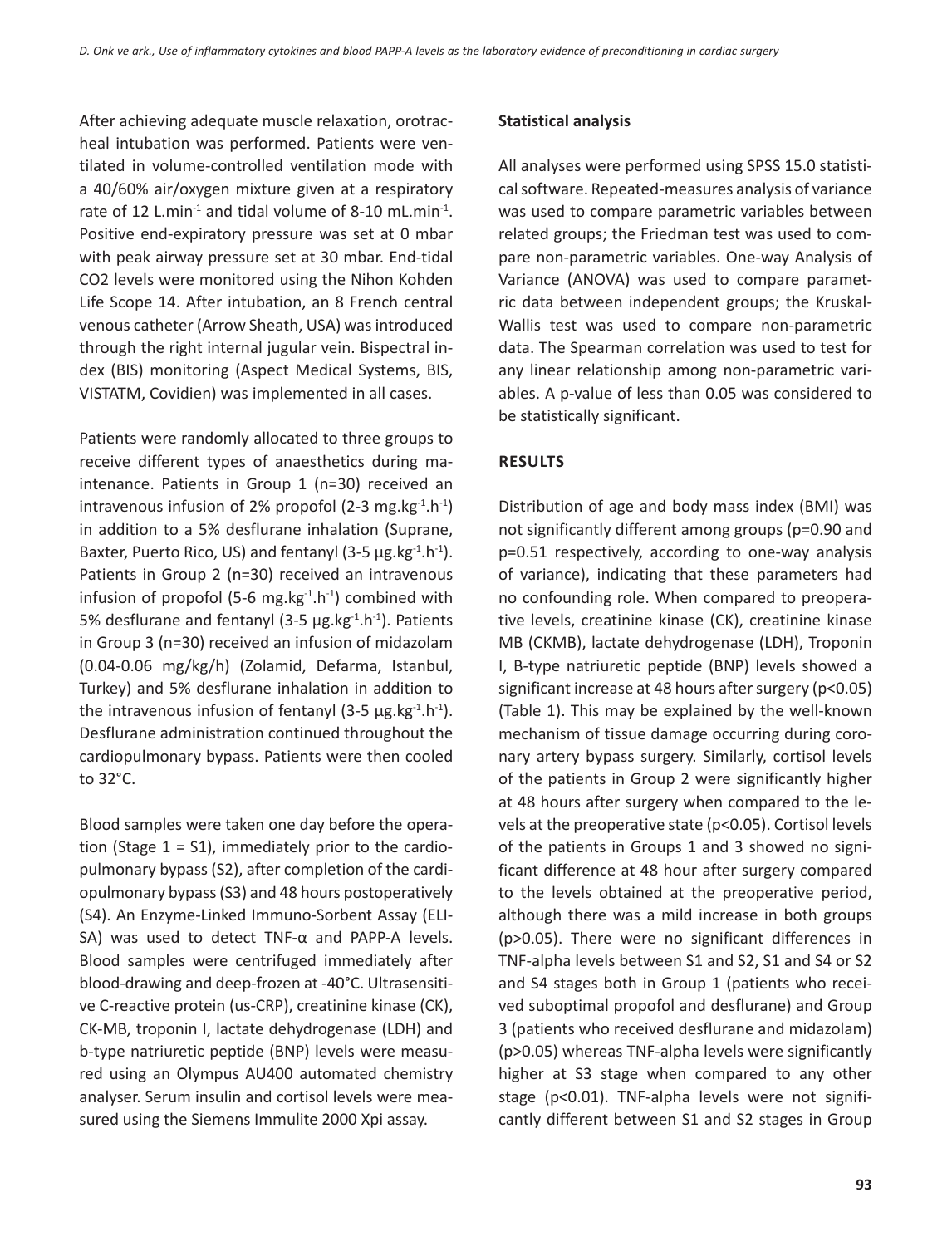After achieving adequate muscle relaxation, orotracheal intubation was performed. Patients were ventilated in volume-controlled ventilation mode with a 40/60% air/oxygen mixture given at a respiratory rate of 12 $L.min^{-1}$ and tidal volume of 8-10 $mL.min^{-1}$. Positive end-expiratory pressure was set at 0 mbar with peak airway pressure set at 30 mbar. End-tidal $CO_2$ levels were monitored using the Nihon Kohden Life Scope 14. After intubation, an 8 French central venous catheter (Arrow Sheath, USA) was introduced through the right internal jugular vein. Bispectral index (BIS) monitoring (Aspect Medical Systems, BIS, VISTATM, Covidien) was implemented in all cases.

Patients were randomly allocated to three groups to receive different types of anaesthetics during maintenance. Patients in Group 1 (n=30) received an intravenous infusion of 2% propofol (2-3 $mg.kg^{-1}.h^{-1}$) in addition to a 5% desflurane inhalation (Suprane, Baxter, Puerto Rico, US) and fentanyl (3-5 $\mu g.kg^{-1}.h^{-1}$). Patients in Group 2 (n=30) received an intravenous infusion of propofol (5-6 $mg.kg^{-1}.h^{-1}$) combined with 5% desflurane and fentanyl (3-5 $\mu g.kg^{-1}.h^{-1}$). Patients in Group 3 (n=30) received an infusion of midazolam (0.04-0.06 mg/kg/h) (Zolamid, Defarma, Istanbul, Turkey) and 5% desflurane inhalation in addition to the intravenous infusion of fentanyl (3-5 $\mu g.kg^{-1}.h^{-1}$). Desflurane administration continued throughout the cardiopulmonary bypass. Patients were then cooled to 32°C.

Blood samples were taken one day before the operation (Stage 1 = S1), immediately prior to the cardiopulmonary bypass (S2), after completion of the cardiopulmonary bypass (S3) and 48 hours postoperatively (S4). An Enzyme-Linked Immuno-Sorbent Assay (ELISA) was used to detect TNF-α and PAPP-A levels. Blood samples were centrifuged immediately after blood-drawing and deep-frozen at -40°C. Ultrasensitive C-reactive protein (us-CRP), creatinine kinase (CK), CK-MB, troponin I, lactate dehydrogenase (LDH) and b-type natriuretic peptide (BNP) levels were measured using an Olympus AU400 automated chemistry analyser. Serum insulin and cortisol levels were measured using the Siemens Immulite 2000 Xpi assay.

**Statistical analysis**

All analyses were performed using SPSS 15.0 statistical software. Repeated-measures analysis of variance was used to compare parametric variables between related groups; the Friedman test was used to compare non-parametric variables. One-way Analysis of Variance (ANOVA) was used to compare parametric data between independent groups; the Kruskal-Wallis test was used to compare non-parametric data. The Spearman correlation was used to test for any linear relationship among non-parametric variables. A p-value of less than 0.05 was considered to be statistically significant.

## RESULTS

Distribution of age and body mass index (BMI) was not significantly different among groups (p=0.90 and p=0.51 respectively, according to one-way analysis of variance), indicating that these parameters had no confounding role. When compared to preoperative levels, creatinine kinase (CK), creatinine kinase MB (CKMB), lactate dehydrogenase (LDH), Troponin I, B-type natriuretic peptide (BNP) levels showed a significant increase at 48 hours after surgery ($p<0.05$) (Table 1). This may be explained by the well-known mechanism of tissue damage occurring during coronary artery bypass surgery. Similarly, cortisol levels of the patients in Group 2 were significantly higher at 48 hours after surgery when compared to the levels at the preoperative state ($p<0.05$). Cortisol levels of the patients in Groups 1 and 3 showed no significant difference at 48 hour after surgery compared to the levels obtained at the preoperative period, although there was a mild increase in both groups ($p>0.05$). There were no significant differences in TNF-alpha levels between S1 and S2, S1 and S4 or S2 and S4 stages both in Group 1 (patients who received suboptimal propofol and desflurane) and Group 3 (patients who received desflurane and midazolam) ($p>0.05$) whereas TNF-alpha levels were significantly higher at S3 stage when compared to any other stage ($p<0.01$). TNF-alpha levels were not significantly different between S1 and S2 stages in Group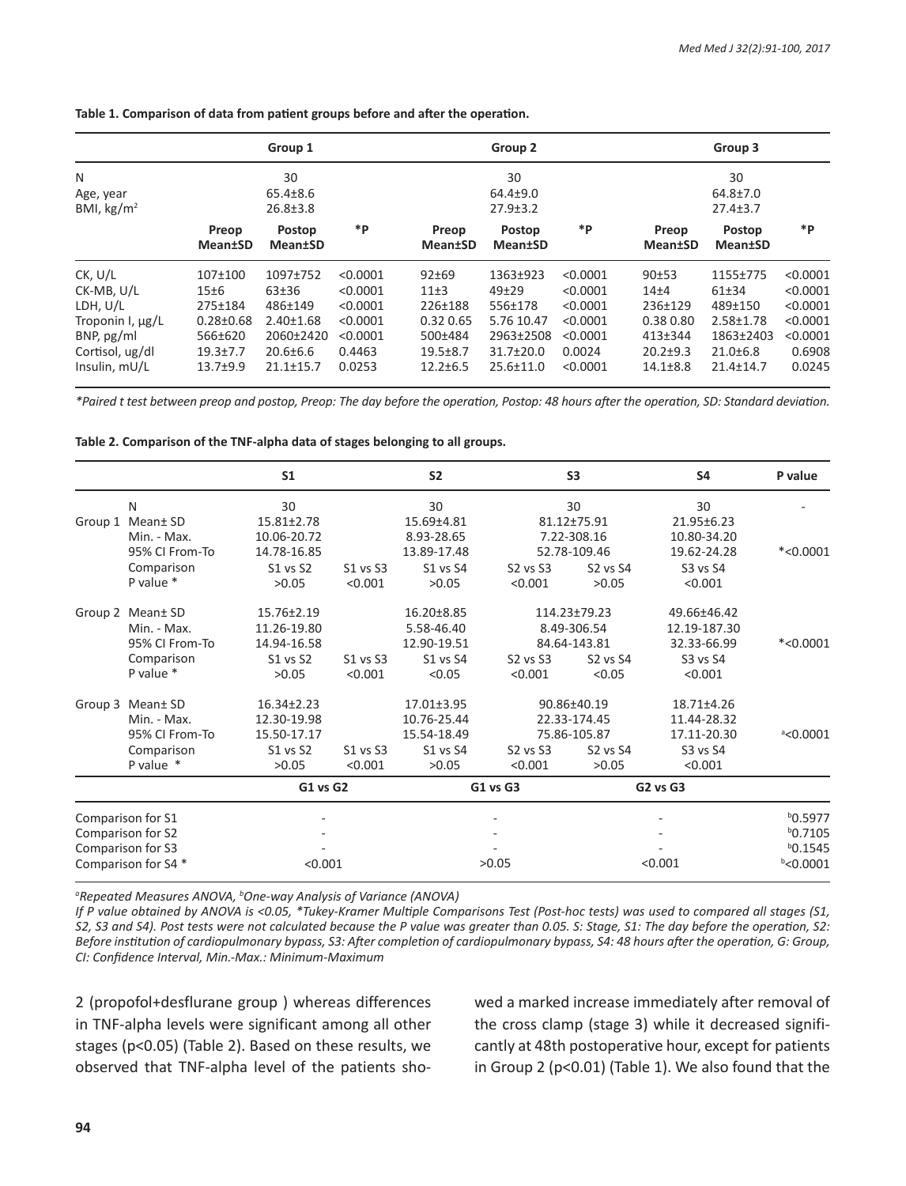**Table 1. Comparison of data from patient groups before and after the operation.**

| | Group 1 | | | Group 2 | | | Group 3 | | |
|---|---|---|---|---|---|---|---|---|---|
| N | 30 | | | 30 | | | 30 | | |
| Age, year | 65.4±8.6 | | | 64.4±9.0 | | | 64.8±7.0 | | |
| BMI, kg/m[2] | 26.8±3.8 | | | 27.9±3.2 | | | 27.4±3.7 | | |
| | Preop Mean±SD | Postop Mean±SD | *P | Preop Mean±SD | Postop Mean±SD | *P | Preop Mean±SD | Postop Mean±SD | *P |
| CK, U/L | 107±100 | 1097±752 | <0.0001 | 92±69 | 1363±923 | <0.0001 | 90±53 | 1155±775 | <0.0001 |
| CK-MB, U/L | 15±6 | 63±36 | <0.0001 | 11±3 | 49±29 | <0.0001 | 14±4 | 61±34 | <0.0001 |
| LDH, U/L | 275±184 | 486±149 | <0.0001 | 226±188 | 556±178 | <0.0001 | 236±129 | 489±150 | <0.0001 |
| Troponin I, μg/L | 0.28±0.68 | 2.40±1.68 | <0.0001 | 0.32 0.65 | 5.76 10.47 | <0.0001 | 0.38 0.80 | 2.58±1.78 | <0.0001 |
| BNP, pg/ml | 566±620 | 2060±2420 | <0.0001 | 500±484 | 2963±2508 | <0.0001 | 413±344 | 1863±2403 | <0.0001 |
| Cortisol, ug/dl | 19.3±7.7 | 20.6±6.6 | 0.4463 | 19.5±8.7 | 31.7±20.0 | 0.0024 | 20.2±9.3 | 21.0±6.8 | 0.6908 |
| Insulin, mU/L | 13.7±9.9 | 21.1±15.7 | 0.0253 | 12.2±6.5 | 25.6±11.0 | <0.0001 | 14.1±8.8 | 21.4±14.7 | 0.0245 |

*\*Paired t test between preop and postop, Preop: The day before the operation, Postop: 48 hours after the operation, SD: Standard deviation.*

**Table 2. Comparison of the TNF-alpha data of stages belonging to all groups.**

| | | S1 | | S2 | S3 | | S4 | P value |
|---|---|---|---|---|---|---|---|---|
| | N | 30 | | 30 | 30 | | 30 | - |
| Group 1 | Mean± SD | 15.81±2.78 | | 15.69±4.81 | 81.12±75.91 | | 21.95±6.23 | |
| | Min. - Max. | 10.06-20.72 | | 8.93-28.65 | 7.22-308.16 | | 10.80-34.20 | |
| | 95% CI From-To | 14.78-16.85 | | 13.89-17.48 | 52.78-109.46 | | 19.62-24.28 | *<0.0001 |
| | Comparison | S1 vs S2 | S1 vs S3 | S1 vs S4 | S2 vs S3 | S2 vs S4 | S3 vs S4 | |
| | P value * | >0.05 | <0.001 | >0.05 | <0.001 | >0.05 | <0.001 | |
| Group 2 | Mean± SD | 15.76±2.19 | | 16.20±8.85 | 114.23±79.23 | | 49.66±46.42 | |
| | Min. - Max. | 11.26-19.80 | | 5.58-46.40 | 8.49-306.54 | | 12.19-187.30 | |
| | 95% CI From-To | 14.94-16.58 | | 12.90-19.51 | 84.64-143.81 | | 32.33-66.99 | *<0.0001 |
| | Comparison | S1 vs S2 | S1 vs S3 | S1 vs S4 | S2 vs S3 | S2 vs S4 | S3 vs S4 | |
| | P value * | >0.05 | <0.001 | <0.05 | <0.001 | <0.05 | <0.001 | |
| Group 3 | Mean± SD | 16.34±2.23 | | 17.01±3.95 | 90.86±40.19 | | 18.71±4.26 | |
| | Min. - Max. | 12.30-19.98 | | 10.76-25.44 | 22.33-174.45 | | 11.44-28.32 | |
| | 95% CI From-To | 15.50-17.17 | | 15.54-18.49 | 75.86-105.87 | | 17.11-20.30 | [a]<0.0001 |
| | Comparison | S1 vs S2 | S1 vs S3 | S1 vs S4 | S2 vs S3 | S2 vs S4 | S3 vs S4 | |
| | P value * | >0.05 | <0.001 | >0.05 | <0.001 | >0.05 | <0.001 | |
| | | G1 vs G2 | | G1 vs G3 | | G2 vs G3 | | |
| Comparison for S1 | | - | | - | | - | | [b]0.5977 |
| Comparison for S2 | | - | | - | | - | | [b]0.7105 |
| Comparison for S3 | | - | | - | | - | | [b]0.1545 |
| Comparison for S4 * | | <0.001 | | >0.05 | | <0.001 | | [b]<0.0001 |

*[a]Repeated Measures ANOVA, [b]One-way Analysis of Variance (ANOVA)*

*If P value obtained by ANOVA is <0.05, \*Tukey-Kramer Multiple Comparisons Test (Post-hoc tests) was used to compared all stages (S1, S2, S3 and S4). Post tests were not calculated because the P value was greater than 0.05. S: Stage, S1: The day before the operation, S2: Before institution of cardiopulmonary bypass, S3: After completion of cardiopulmonary bypass, S4: 48 hours after the operation, G: Group, CI: Confidence Interval, Min.-Max.: Minimum-Maximum*

2 (propofol+desflurane group ) whereas differences in TNF-alpha levels were significant among all other stages ($p<0.05$) (Table 2). Based on these results, we observed that TNF-alpha level of the patients showed a marked increase immediately after removal of the cross clamp (stage 3) while it decreased significantly at 48th postoperative hour, except for patients in Group 2 ($p<0.01$) (Table 1). We also found that the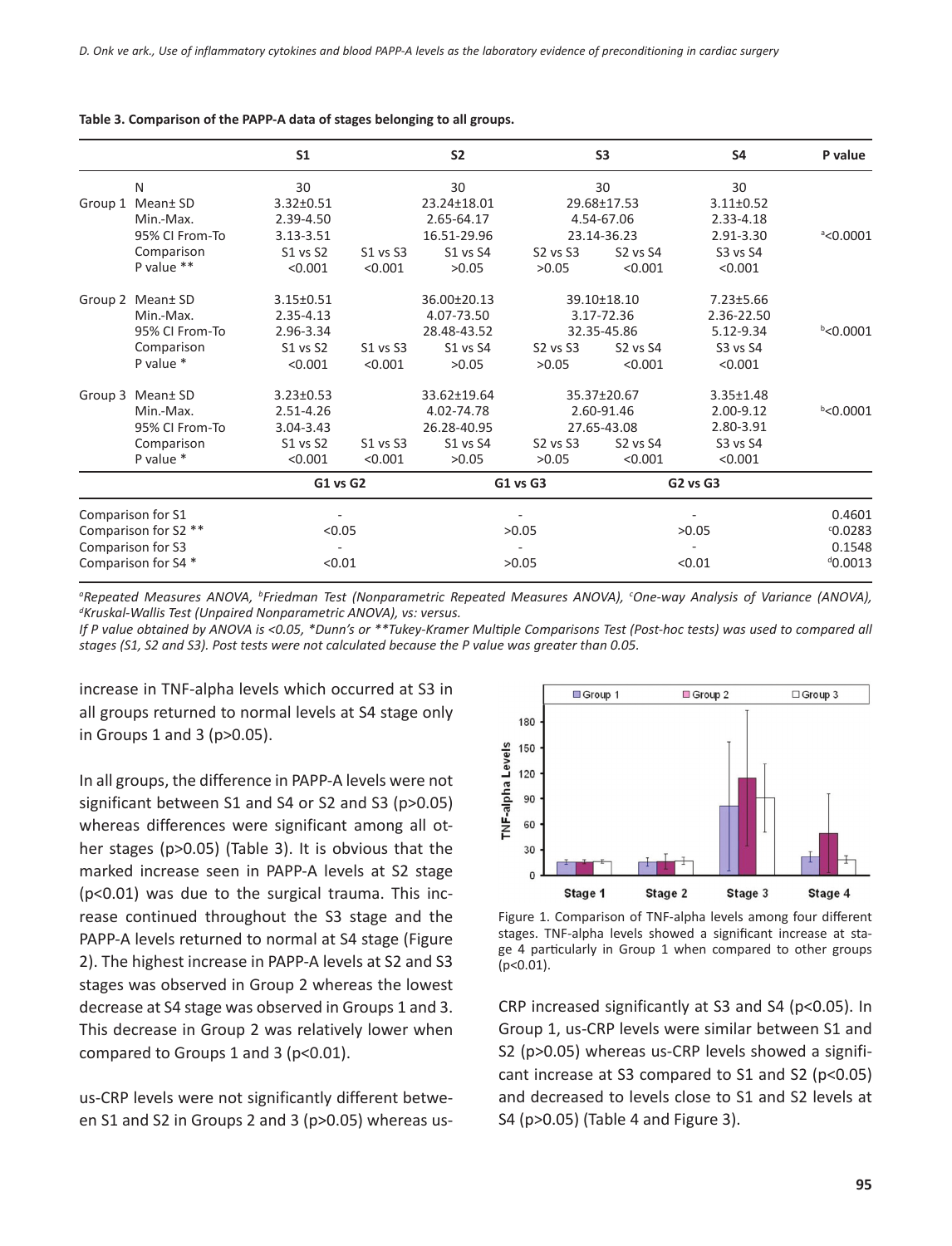**Table 3. Comparison of the PAPP-A data of stages belonging to all groups.**

| | | S1 | | S2 | S3 | | S4 | P value |
|---|---|---|---|---|---|---|---|---|
| | N | 30 | | 30 | 30 | | 30 | |
| Group 1 | Mean± SD | 3.32±0.51 | | 23.24±18.01 | 29.68±17.53 | | 3.11±0.52 | |
| | Min.-Max. | 2.39-4.50 | | 2.65-64.17 | 4.54-67.06 | | 2.33-4.18 | |
| | 95% CI From-To | 3.13-3.51 | | 16.51-29.96 | 23.14-36.23 | | 2.91-3.30 | [a]<0.0001 |
| | Comparison | S1 vs S2 | S1 vs S3 | S1 vs S4 | S2 vs S3 | S2 vs S4 | S3 vs S4 | |
| | P value ** | <0.001 | <0.001 | >0.05 | >0.05 | <0.001 | <0.001 | |
| Group 2 | Mean± SD | 3.15±0.51 | | 36.00±20.13 | 39.10±18.10 | | 7.23±5.66 | |
| | Min.-Max. | 2.35-4.13 | | 4.07-73.50 | 3.17-72.36 | | 2.36-22.50 | |
| | 95% CI From-To | 2.96-3.34 | | 28.48-43.52 | 32.35-45.86 | | 5.12-9.34 | [b]<0.0001 |
| | Comparison | S1 vs S2 | S1 vs S3 | S1 vs S4 | S2 vs S3 | S2 vs S4 | S3 vs S4 | |
| | P value * | <0.001 | <0.001 | >0.05 | >0.05 | <0.001 | <0.001 | |
| Group 3 | Mean± SD | 3.23±0.53 | | 33.62±19.64 | 35.37±20.67 | | 3.35±1.48 | |
| | Min.-Max. | 2.51-4.26 | | 4.02-74.78 | 2.60-91.46 | | 2.00-9.12 | [b]<0.0001 |
| | 95% CI From-To | 3.04-3.43 | | 26.28-40.95 | 27.65-43.08 | | 2.80-3.91 | |
| | Comparison | S1 vs S2 | S1 vs S3 | S1 vs S4 | S2 vs S3 | S2 vs S4 | S3 vs S4 | |
| | P value * | <0.001 | <0.001 | >0.05 | >0.05 | <0.001 | <0.001 | |
| | | **G1 vs G2** | | **G1 vs G3** | | | **G2 vs G3** | |
| Comparison for S1 | | - | | - | | | - | 0.4601 |
| Comparison for S2 ** | | <0.05 | | >0.05 | | | >0.05 | [c]0.0283 |
| Comparison for S3 | | - | | - | | | - | 0.1548 |
| Comparison for S4 * | | <0.01 | | >0.05 | | | <0.01 | [d]0.0013 |

*[a]Repeated Measures ANOVA, [b]Friedman Test (Nonparametric Repeated Measures ANOVA), [c]One-way Analysis of Variance (ANOVA), [d]Kruskal-Wallis Test (Unpaired Nonparametric ANOVA), vs: versus.*

*If P value obtained by ANOVA is <0.05, *Dunn's or **Tukey-Kramer Multiple Comparisons Test (Post-hoc tests) was used to compared all stages (S1, S2 and S3). Post tests were not calculated because the P value was greater than 0.05.*

increase in TNF-alpha levels which occurred at S3 in all groups returned to normal levels at S4 stage only in Groups 1 and 3 (p>0.05).

In all groups, the difference in PAPP-A levels were not significant between S1 and S4 or S2 and S3 (p>0.05) whereas differences were significant among all other stages (p>0.05) (Table 3). It is obvious that the marked increase seen in PAPP-A levels at S2 stage (p<0.01) was due to the surgical trauma. This increase continued throughout the S3 stage and the PAPP-A levels returned to normal at S4 stage (Figure 2). The highest increase in PAPP-A levels at S2 and S3 stages was observed in Group 2 whereas the lowest decrease at S4 stage was observed in Groups 1 and 3. This decrease in Group 2 was relatively lower when compared to Groups 1 and 3 (p<0.01).

us-CRP levels were not significantly different between S1 and S2 in Groups 2 and 3 (p>0.05) whereas us-CRP increased significantly at S3 and S4 (p<0.05). In Group 1, us-CRP levels were similar between S1 and S2 (p>0.05) whereas us-CRP levels showed a significant increase at S3 compared to S1 and S2 (p<0.05) and decreased to levels close to S1 and S2 levels at S4 (p>0.05) (Table 4 and Figure 3).

Figure 1. Comparison of TNF-alpha levels among four different stages. TNF-alpha levels showed a significant increase at stage 4 particularly in Group 1 when compared to other groups (p<0.01).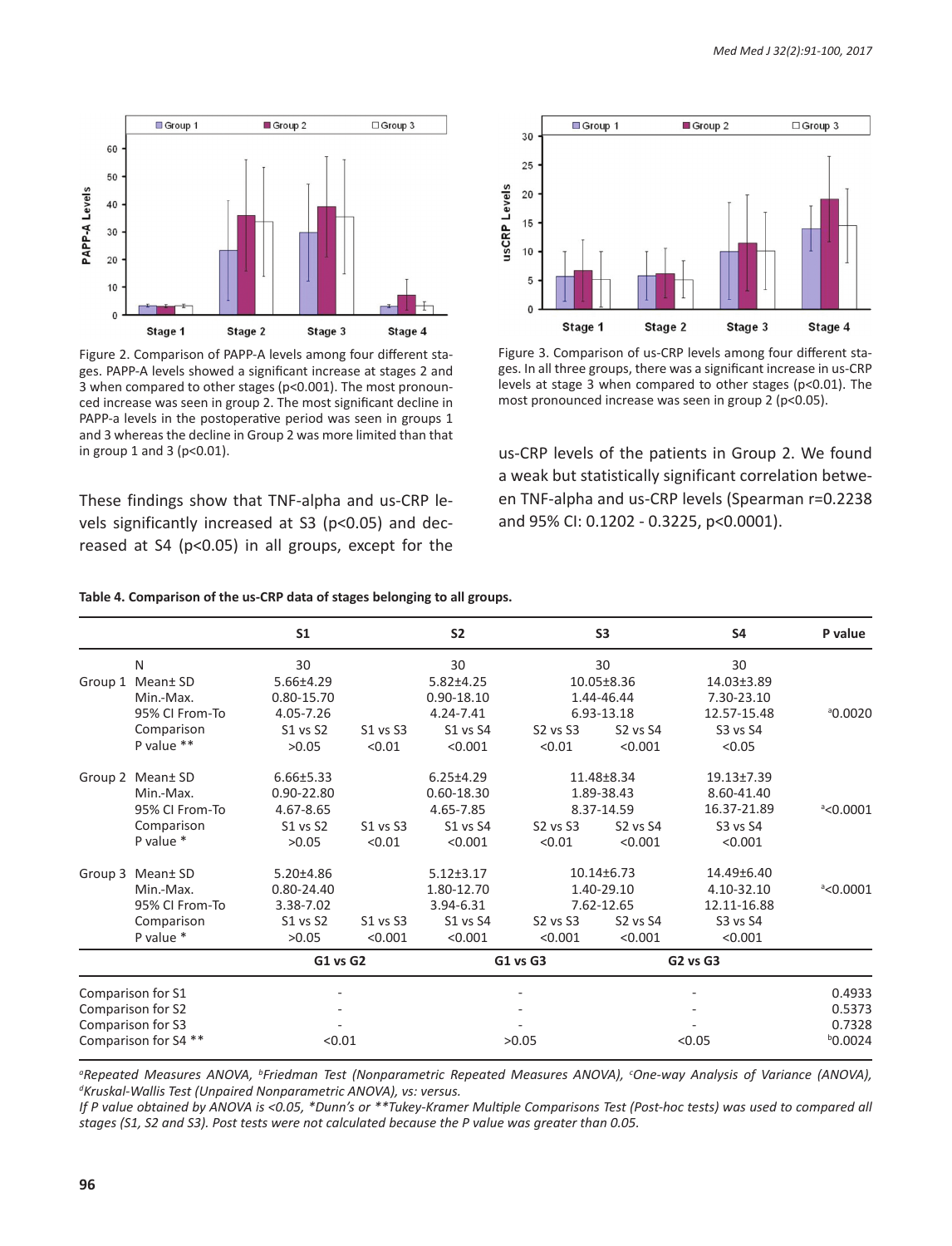Figure 2. Comparison of PAPP-A levels among four different stages. PAPP-A levels showed a significant increase at stages 2 and 3 when compared to other stages (p<0.001). The most pronounced increase was seen in group 2. The most significant decline in PAPP-a levels in the postoperative period was seen in groups 1 and 3 (p<0.01) whereas the decline in Group 2 was more limited than that in group 1 and 3 (p<0.01).

Figure 3. Comparison of us-CRP levels among four different stages. In all three groups, there was a significant increase in us-CRP levels at stage 3 when compared to other stages (p<0.01). The most pronounced increase was seen in group 2 (p<0.05).

These findings show that TNF-alpha and us-CRP levels significantly increased at S3 (p<0.05) and decreased at S4 (p<0.05) in all groups, except for the us-CRP levels of the patients in Group 2. We found a weak but statistically significant correlation between TNF-alpha and us-CRP levels (Spearman r=0.2238 and 95% CI: 0.1202 - 0.3225, p<0.0001).

**Table 4. Comparison of the us-CRP data of stages belonging to all groups.**

| | | S1 | | S2 | S3 | | S4 | P value |
|---|---|---|---|---|---|---|---|---|
| | N | 30 | | 30 | 30 | | 30 | |
| Group 1 | Mean± SD | 5.66±4.29 | | 5.82±4.25 | 10.05±8.36 | | 14.03±3.89 | |
| | Min.-Max. | 0.80-15.70 | | 0.90-18.10 | 1.44-46.44 | | 7.30-23.10 | |
| | 95% CI From-To | 4.05-7.26 | | 4.24-7.41 | 6.93-13.18 | | 12.57-15.48 | [a]0.0020 |
| | Comparison | S1 vs S2 | S1 vs S3 | S1 vs S4 | S2 vs S3 | S2 vs S4 | S3 vs S4 | |
| | P value ** | >0.05 | <0.01 | <0.001 | <0.01 | <0.001 | <0.05 | |
| Group 2 | Mean± SD | 6.66±5.33 | | 6.25±4.29 | 11.48±8.34 | | 19.13±7.39 | |
| | Min.-Max. | 0.90-22.80 | | 0.60-18.30 | 1.89-38.43 | | 8.60-41.40 | |
| | 95% CI From-To | 4.67-8.65 | | 4.65-7.85 | 8.37-14.59 | | 16.37-21.89 | [a]<0.0001 |
| | Comparison | S1 vs S2 | S1 vs S3 | S1 vs S4 | S2 vs S3 | S2 vs S4 | S3 vs S4 | |
| | P value * | >0.05 | <0.01 | <0.001 | <0.01 | <0.001 | <0.001 | |
| Group 3 | Mean± SD | 5.20±4.86 | | 5.12±3.17 | 10.14±6.73 | | 14.49±6.40 | |
| | Min.-Max. | 0.80-24.40 | | 1.80-12.70 | 1.40-29.10 | | 4.10-32.10 | [a]<0.0001 |
| | 95% CI From-To | 3.38-7.02 | | 3.94-6.31 | 7.62-12.65 | | 12.11-16.88 | |
| | Comparison | S1 vs S2 | S1 vs S3 | S1 vs S4 | S2 vs S3 | S2 vs S4 | S3 vs S4 | |
| | P value * | >0.05 | <0.001 | <0.001 | <0.001 | <0.001 | <0.001 | |
| | | **G1 vs G2** | | **G1 vs G3** | | **G2 vs G3** | | |
| Comparison for S1 | | - | | - | | - | | 0.4933 |
| Comparison for S2 | | - | | - | | - | | 0.5373 |
| Comparison for S3 | | - | | - | | - | | 0.7328 |
| Comparison for S4 ** | | <0.01 | | >0.05 | | <0.05 | | [b]0.0024 |

*[a]Repeated Measures ANOVA, [b]Friedman Test (Nonparametric Repeated Measures ANOVA), [c]One-way Analysis of Variance (ANOVA), [d]Kruskal-Wallis Test (Unpaired Nonparametric ANOVA), vs: versus.*
*If P value obtained by ANOVA is <0.05, *Dunn's or **Tukey-Kramer Multiple Comparisons Test (Post-hoc tests) was used to compared all stages (S1, S2 and S3). Post tests were not calculated because the P value was greater than 0.05.*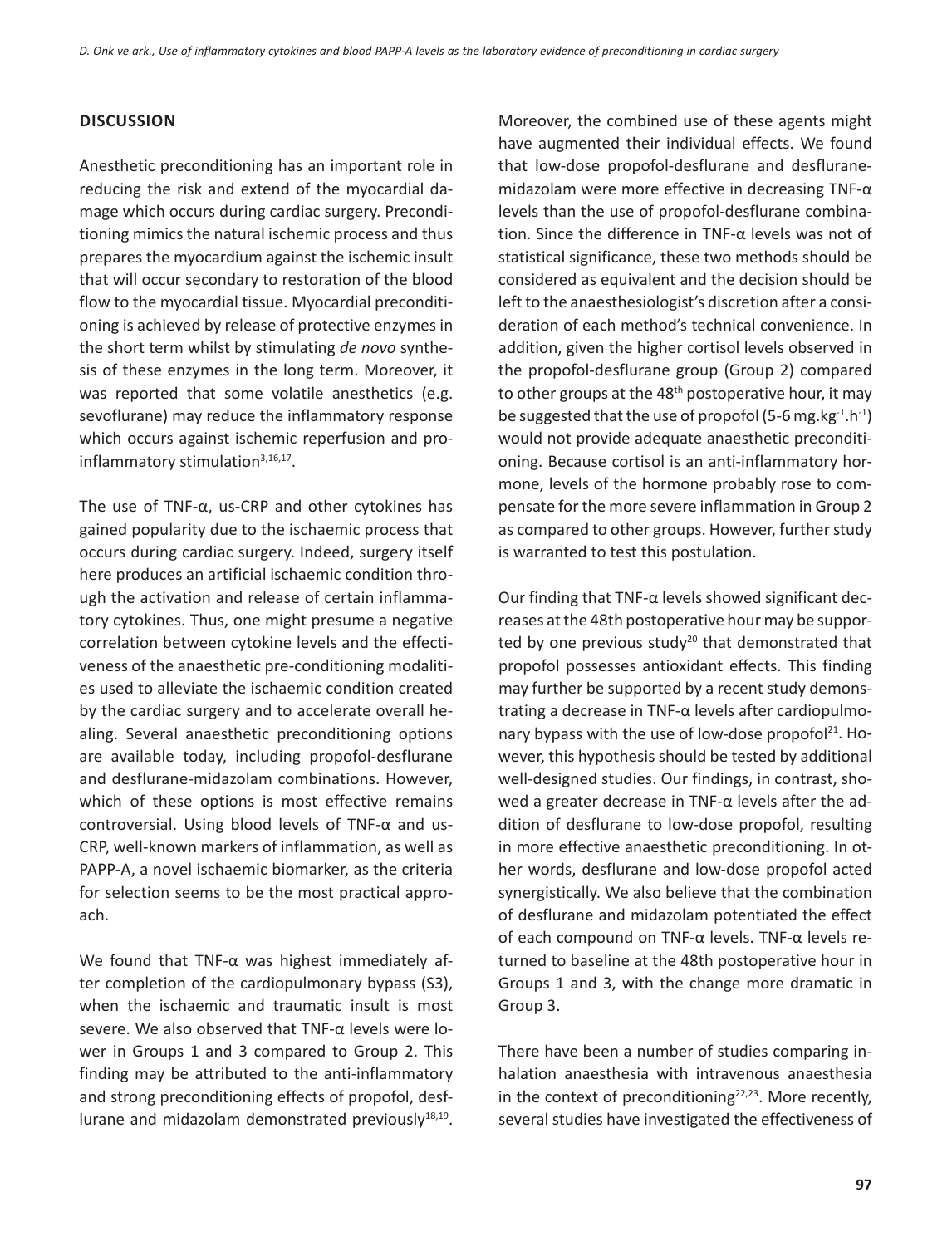## DISCUSSION

Anesthetic preconditioning has an important role in reducing the risk and extend of the myocardial damage which occurs during cardiac surgery. Preconditioning mimics the natural ischemic process and thus prepares the myocardium against the ischemic insult that will occur secondary to restoration of the blood flow to the myocardial tissue. Myocardial preconditioning is achieved by release of protective enzymes in the short term whilst by stimulating *de novo* synthesis of these enzymes in the long term. Moreover, it was reported that some volatile anesthetics (e.g. sevoflurane) may reduce the inflammatory response which occurs against ischemic reperfusion and pro-inflammatory stimulation[3,16,17].

The use of TNF-α, us-CRP and other cytokines has gained popularity due to the ischaemic process that occurs during cardiac surgery. Indeed, surgery itself here produces an artificial ischaemic condition through the activation and release of certain inflammatory cytokines. Thus, one might presume a negative correlation between cytokine levels and the effectiveness of the anaesthetic pre-conditioning modalities used to alleviate the ischaemic condition created by the cardiac surgery and to accelerate overall healing. Several anaesthetic preconditioning options are available today, including propofol-desflurane and desflurane-midazolam combinations. However, which of these options is most effective remains controversial. Using blood levels of TNF-α and us-CRP, well-known markers of inflammation, as well as PAPP-A, a novel ischaemic biomarker, as the criteria for selection seems to be the most practical approach.

We found that TNF-α was highest immediately after completion of the cardiopulmonary bypass (S3), when the ischaemic and traumatic insult is most severe. We also observed that TNF-α levels were lower in Groups 1 and 3 compared to Group 2. This finding may be attributed to the anti-inflammatory and strong preconditioning effects of propofol, desflurane and midazolam demonstrated previously[18,19]. Moreover, the combined use of these agents might have augmented their individual effects. We found that low-dose propofol-desflurane and desflurane-midazolam were more effective in decreasing TNF-α levels than the use of propofol-desflurane combination. Since the difference in TNF-α levels was not of statistical significance, these two methods should be considered as equivalent and the decision should be left to the anaesthesiologist's discretion after a consideration of each method's technical convenience. In addition, given the higher cortisol levels observed in the propofol-desflurane group (Group 2) compared to other groups at the 48$^{th}$ postoperative hour, it may be suggested that the use of propofol (5-6 $mg.kg^{-1}.h^{-1}$) would not provide adequate anaesthetic preconditioning. Because cortisol is an anti-inflammatory hormone, levels of the hormone probably rose to compensate for the more severe inflammation in Group 2 as compared to other groups. However, further study is warranted to test this postulation.

Our finding that TNF-α levels showed significant decreases at the 48th postoperative hour may be supported by one previous study[20] that demonstrated that propofol possesses antioxidant effects. This finding may further be supported by a recent study demonstrating a decrease in TNF-α levels after cardiopulmonary bypass with the use of low-dose propofol[21]. However, this hypothesis should be tested by additional well-designed studies. Our findings, in contrast, showed a greater decrease in TNF-α levels after the addition of desflurane to low-dose propofol, resulting in more effective anaesthetic preconditioning. In other words, desflurane and low-dose propofol acted synergistically. We also believe that the combination of desflurane and midazolam potentiated the effect of each compound on TNF-α levels. TNF-α levels returned to baseline at the 48th postoperative hour in Groups 1 and 3, with the change more dramatic in Group 3.

There have been a number of studies comparing inhalation anaesthesia with intravenous anaesthesia in the context of preconditioning[22,23]. More recently, several studies have investigated the effectiveness of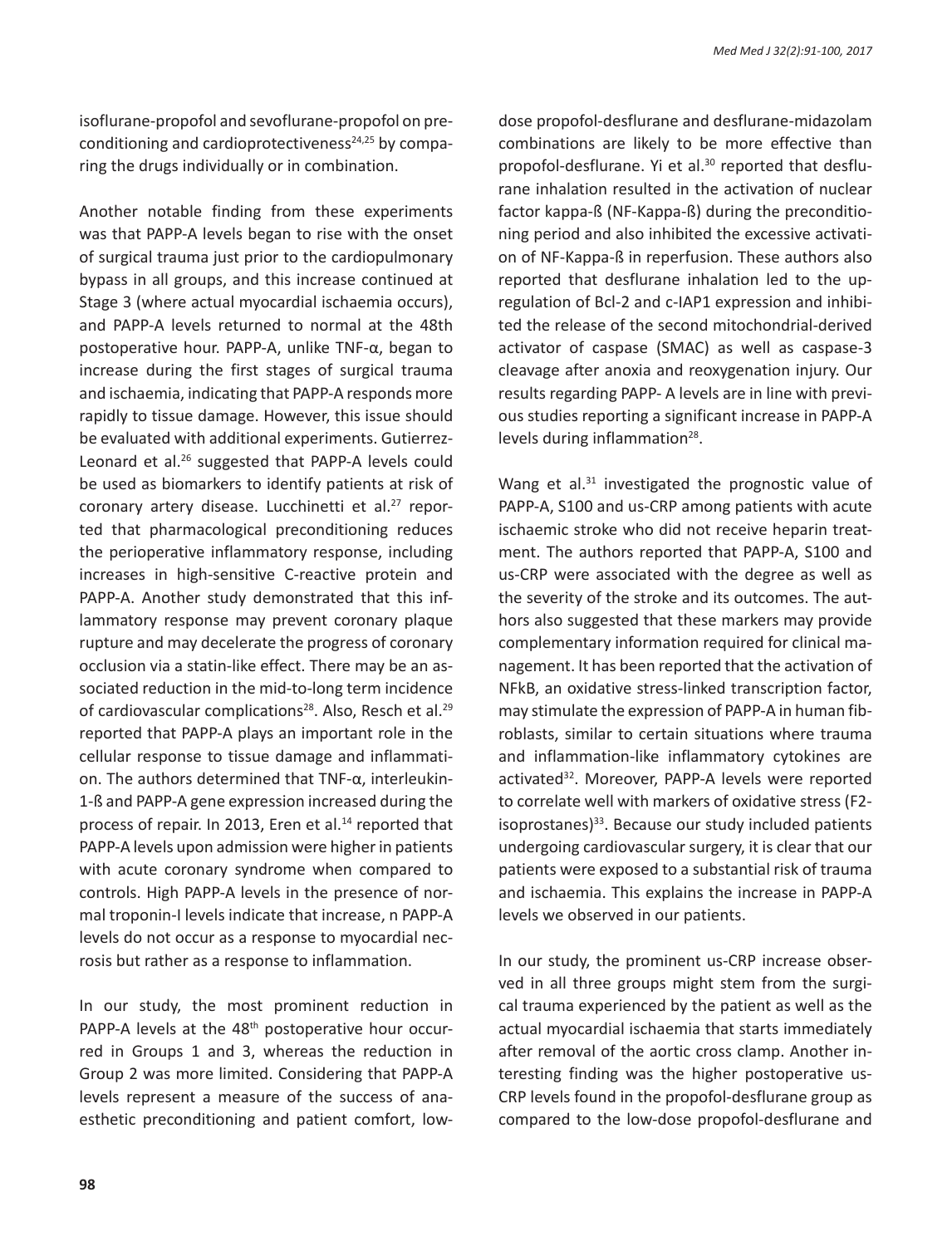isoflurane-propofol and sevoflurane-propofol on preconditioning and cardioprotectiveness[24,25] by comparing the drugs individually or in combination.

Another notable finding from these experiments was that PAPP-A levels began to rise with the onset of surgical trauma just prior to the cardiopulmonary bypass in all groups, and this increase continued at Stage 3 (where actual myocardial ischaemia occurs), and PAPP-A levels returned to normal at the 48th postoperative hour. PAPP-A, unlike TNF-α, began to increase during the first stages of surgical trauma and ischaemia, indicating that PAPP-A responds more rapidly to tissue damage. However, this issue should be evaluated with additional experiments. Gutierrez-Leonard et al.[26] suggested that PAPP-A levels could be used as biomarkers to identify patients at risk of coronary artery disease. Lucchinetti et al.[27] reported that pharmacological preconditioning reduces the perioperative inflammatory response, including increases in high-sensitive C-reactive protein and PAPP-A. Another study demonstrated that this inflammatory response may prevent coronary plaque rupture and may decelerate the progress of coronary occlusion via a statin-like effect. There may be an associated reduction in the mid-to-long term incidence of cardiovascular complications[28]. Also, Resch et al.[29] reported that PAPP-A plays an important role in the cellular response to tissue damage and inflammation. The authors determined that TNF-α, interleukin-1-ß and PAPP-A gene expression increased during the process of repair. In 2013, Eren et al.[14] reported that PAPP-A levels upon admission were higher in patients with acute coronary syndrome when compared to controls. High PAPP-A levels in the presence of normal troponin-I levels indicate that increase, n PAPP-A levels do not occur as a response to myocardial necrosis but rather as a response to inflammation.

In our study, the most prominent reduction in PAPP-A levels at the 48th postoperative hour occurred in Groups 1 and 3, whereas the reduction in Group 2 was more limited. Considering that PAPP-A levels represent a measure of the success of anaesthetic preconditioning and patient comfort, low-dose propofol-desflurane and desflurane-midazolam combinations are likely to be more effective than propofol-desflurane. Yi et al.[30] reported that desflurane inhalation resulted in the activation of nuclear factor kappa-ß (NF-Kappa-ß) during the preconditioning period and also inhibited the excessive activation of NF-Kappa-ß in reperfusion. These authors also reported that desflurane inhalation led to the up-regulation of Bcl-2 and c-IAP1 expression and inhibited the release of the second mitochondrial-derived activator of caspase (SMAC) as well as caspase-3 cleavage after anoxia and reoxygenation injury. Our results regarding PAPP- A levels are in line with previous studies reporting a significant increase in PAPP-A levels during inflammation[28].

Wang et al.[31] investigated the prognostic value of PAPP-A, S100 and us-CRP among patients with acute ischaemic stroke who did not receive heparin treatment. The authors reported that PAPP-A, S100 and us-CRP were associated with the degree as well as the severity of the stroke and its outcomes. The authors also suggested that these markers may provide complementary information required for clinical management. It has been reported that the activation of NFkB, an oxidative stress-linked transcription factor, may stimulate the expression of PAPP-A in human fibroblasts, similar to certain situations where trauma and inflammation-like inflammatory cytokines are activated[32]. Moreover, PAPP-A levels were reported to correlate well with markers of oxidative stress (F2-isoprostanes)[33]. Because our study included patients undergoing cardiovascular surgery, it is clear that our patients were exposed to a substantial risk of trauma and ischaemia. This explains the increase in PAPP-A levels we observed in our patients.

In our study, the prominent us-CRP increase observed in all three groups might stem from the surgical trauma experienced by the patient as well as the actual myocardial ischaemia that starts immediately after removal of the aortic cross clamp. Another interesting finding was the higher postoperative us-CRP levels found in the propofol-desflurane group as compared to the low-dose propofol-desflurane and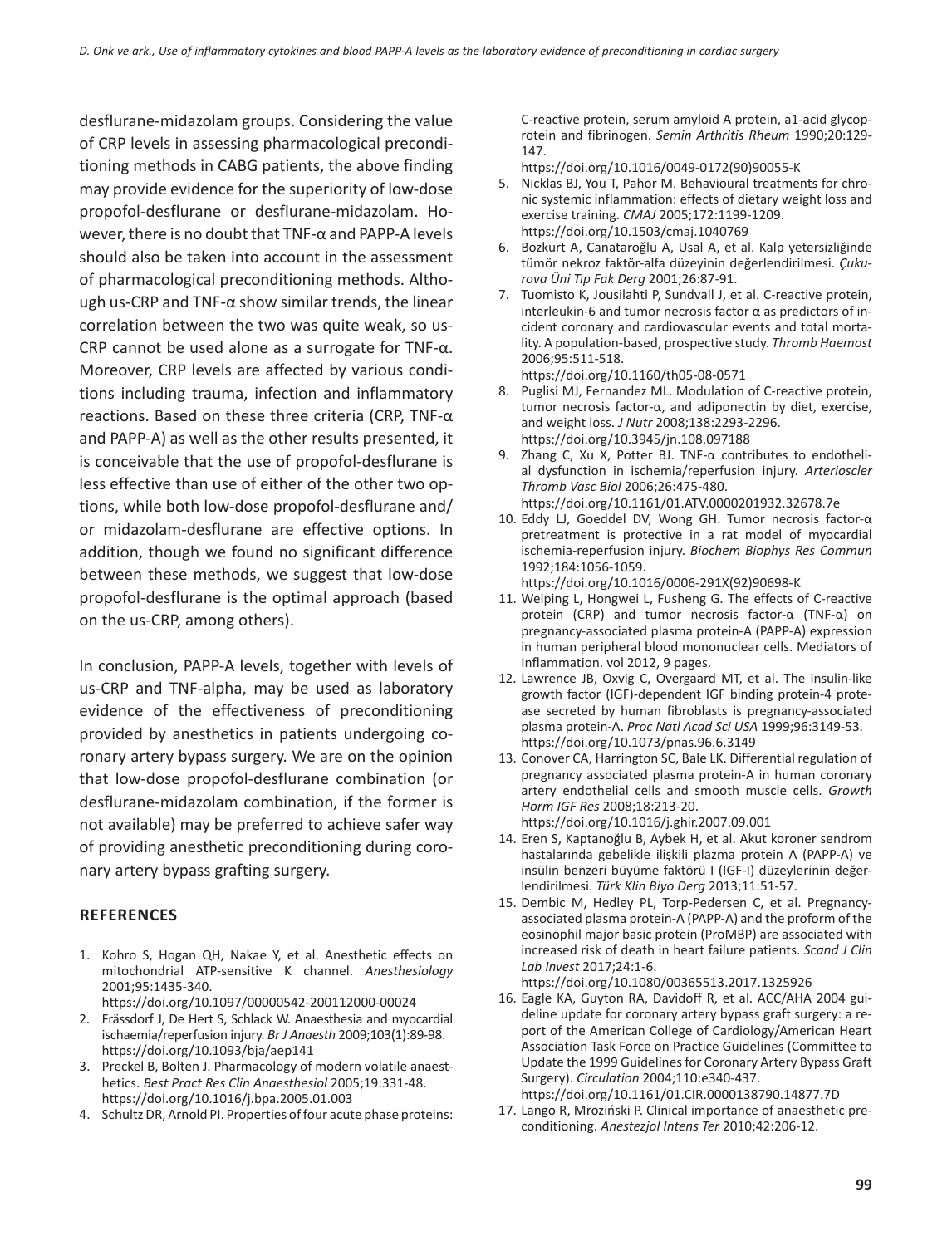desflurane-midazolam groups. Considering the value of CRP levels in assessing pharmacological preconditioning methods in CABG patients, the above finding may provide evidence for the superiority of low-dose propofol-desflurane or desflurane-midazolam. However, there is no doubt that TNF-α and PAPP-A levels should also be taken into account in the assessment of pharmacological preconditioning methods. Although us-CRP and TNF-α show similar trends, the linear correlation between the two was quite weak, so us-CRP cannot be used alone as a surrogate for TNF-α. Moreover, CRP levels are affected by various conditions including trauma, infection and inflammatory reactions. Based on these three criteria (CRP, TNF-α and PAPP-A) as well as the other results presented, it is conceivable that the use of propofol-desflurane is less effective than use of either of the other two options, while both low-dose propofol-desflurane and/or midazolam-desflurane are effective options. In addition, though we found no significant difference between these methods, we suggest that low-dose propofol-desflurane is the optimal approach (based on the us-CRP, among others).

In conclusion, PAPP-A levels, together with levels of us-CRP and TNF-alpha, may be used as laboratory evidence of the effectiveness of preconditioning provided by anesthetics in patients undergoing coronary artery bypass surgery. We are on the opinion that low-dose propofol-desflurane combination (or desflurane-midazolam combination, if the former is not available) may be preferred to achieve safer way of providing anesthetic preconditioning during coronary artery bypass grafting surgery.

## REFERENCES

1. Kohro S, Hogan QH, Nakae Y, et al. Anesthetic effects on mitochondrial ATP-sensitive K channel. *Anesthesiology* 2001;95:1435-340. https://doi.org/10.1097/00000542-200112000-00024
2. Frässdorf J, De Hert S, Schlack W. Anaesthesia and myocardial ischaemia/reperfusion injury. *Br J Anaesth* 2009;103(1):89-98. https://doi.org/10.1093/bja/aep141
3. Preckel B, Bolten J. Pharmacology of modern volatile anaesthetics. *Best Pract Res Clin Anaesthesiol* 2005;19:331-48. https://doi.org/10.1016/j.bpa.2005.01.003
4. Schultz DR, Arnold PI. Properties of four acute phase proteins: C-reactive protein, serum amyloid A protein, a1-acid glycoprotein and fibrinogen. *Semin Arthritis Rheum* 1990;20:129-147. https://doi.org/10.1016/0049-0172(90)90055-K
5. Nicklas BJ, You T, Pahor M. Behavioural treatments for chronic systemic inflammation: effects of dietary weight loss and exercise training. *CMAJ* 2005;172:1199-1209. https://doi.org/10.1503/cmaj.1040769
6. Bozkurt A, Canataroğlu A, Usal A, et al. Kalp yetersizliğinde tümör nekroz faktör-alfa düzeyinin değerlendirilmesi. *Çukurova Üni Tıp Fak Derg* 2001;26:87-91.
7. Tuomisto K, Jousilahti P, Sundvall J, et al. C-reactive protein, interleukin-6 and tumor necrosis factor α as predictors of incident coronary and cardiovascular events and total mortality. A population-based, prospective study. *Thromb Haemost* 2006;95:511-518. https://doi.org/10.1160/th05-08-0571
8. Puglisi MJ, Fernandez ML. Modulation of C-reactive protein, tumor necrosis factor-α, and adiponectin by diet, exercise, and weight loss. *J Nutr* 2008;138:2293-2296. https://doi.org/10.3945/jn.108.097188
9. Zhang C, Xu X, Potter BJ. TNF-α contributes to endothelial dysfunction in ischemia/reperfusion injury. *Arterioscler Thromb Vasc Biol* 2006;26:475-480. https://doi.org/10.1161/01.ATV.0000201932.32678.7e
10. Eddy LJ, Goeddel DV, Wong GH. Tumor necrosis factor-α pretreatment is protective in a rat model of myocardial ischemia-reperfusion injury. *Biochem Biophys Res Commun* 1992;184:1056-1059. https://doi.org/10.1016/0006-291X(92)90698-K
11. Weiping L, Hongwei L, Fusheng G. The effects of C-reactive protein (CRP) and tumor necrosis factor-α (TNF-α) on pregnancy-associated plasma protein-A (PAPP-A) expression in human peripheral blood mononuclear cells. Mediators of Inflammation. vol 2012, 9 pages.
12. Lawrence JB, Oxvig C, Overgaard MT, et al. The insulin-like growth factor (IGF)-dependent IGF binding protein-4 protease secreted by human fibroblasts is pregnancy-associated plasma protein-A. *Proc Natl Acad Sci USA* 1999;96:3149-53. https://doi.org/10.1073/pnas.96.6.3149
13. Conover CA, Harrington SC, Bale LK. Differential regulation of pregnancy associated plasma protein-A in human coronary artery endothelial cells and smooth muscle cells. *Growth Horm IGF Res* 2008;18:213-20. https://doi.org/10.1016/j.ghir.2007.09.001
14. Eren S, Kaptanoğlu B, Aybek H, et al. Akut koroner sendrom hastalarında gebelikle ilişkili plazma protein A (PAPP-A) ve insülin benzeri büyüme faktörü I (IGF-I) düzeylerinin değerlendirilmesi. *Türk Klin Biyo Derg* 2013;11:51-57.
15. Dembic M, Hedley PL, Torp-Pedersen C, et al. Pregnancy-associated plasma protein-A (PAPP-A) and the proform of the eosinophil major basic protein (ProMBP) are associated with increased risk of death in heart failure patients. *Scand J Clin Lab Invest* 2017;24:1-6. https://doi.org/10.1080/00365513.2017.1325926
16. Eagle KA, Guyton RA, Davidoff R, et al. ACC/AHA 2004 guideline update for coronary artery bypass graft surgery: a report of the American College of Cardiology/American Heart Association Task Force on Practice Guidelines (Committee to Update the 1999 Guidelines for Coronary Artery Bypass Graft Surgery). *Circulation* 2004;110:e340-437. https://doi.org/10.1161/01.CIR.0000138790.14877.7D
17. Lango R, Mroziński P. Clinical importance of anaesthetic preconditioning. *Anestezjol Intens Ter* 2010;42:206-12.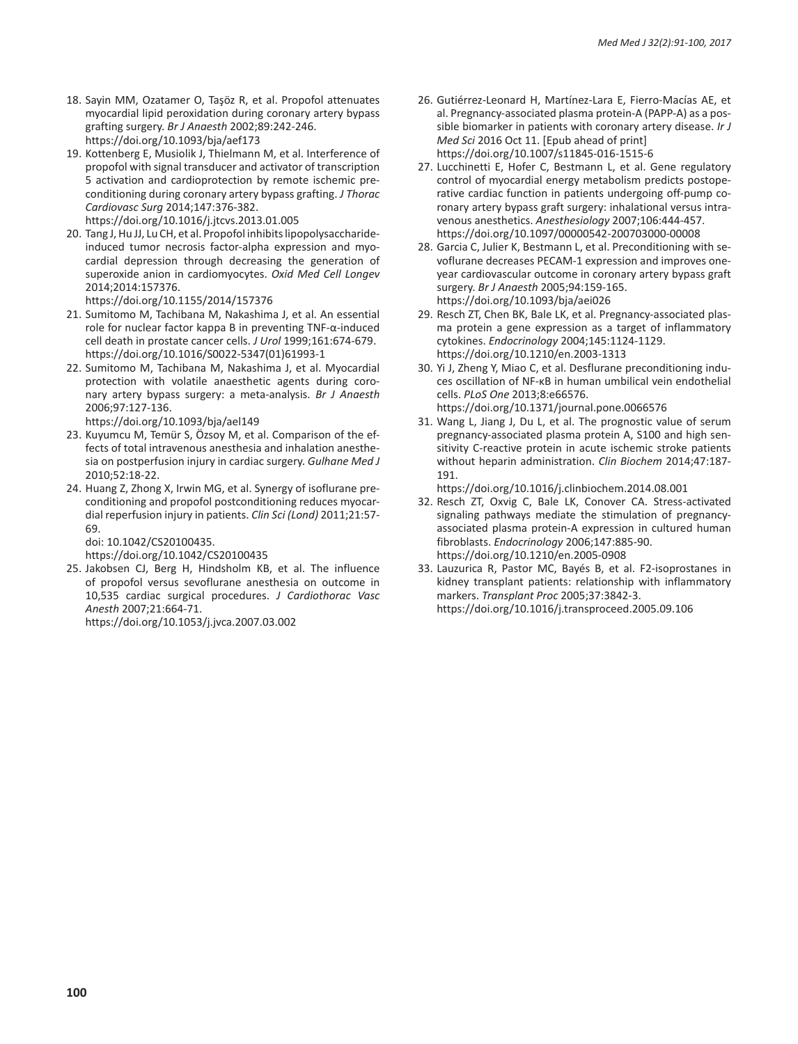18. Sayin MM, Ozatamer O, Taşöz R, et al. Propofol attenuates myocardial lipid peroxidation during coronary artery bypass grafting surgery. *Br J Anaesth* 2002;89:242-246. https://doi.org/10.1093/bja/aef173
19. Kottenberg E, Musiolik J, Thielmann M, et al. Interference of propofol with signal transducer and activator of transcription 5 activation and cardioprotection by remote ischemic preconditioning during coronary artery bypass grafting. *J Thorac Cardiovasc Surg* 2014;147:376-382. https://doi.org/10.1016/j.jtcvs.2013.01.005
20. Tang J, Hu JJ, Lu CH, et al. Propofol inhibits lipopolysaccharide-induced tumor necrosis factor-alpha expression and myocardial depression through decreasing the generation of superoxide anion in cardiomyocytes. *Oxid Med Cell Longev* 2014;2014:157376. https://doi.org/10.1155/2014/157376
21. Sumitomo M, Tachibana M, Nakashima J, et al. An essential role for nuclear factor kappa B in preventing TNF-α-induced cell death in prostate cancer cells. *J Urol* 1999;161:674-679. https://doi.org/10.1016/S0022-5347(01)61993-1
22. Sumitomo M, Tachibana M, Nakashima J, et al. Myocardial protection with volatile anaesthetic agents during coronary artery bypass surgery: a meta-analysis. *Br J Anaesth* 2006;97:127-136. https://doi.org/10.1093/bja/ael149
23. Kuyumcu M, Temür S, Özsoy M, et al. Comparison of the effects of total intravenous anesthesia and inhalation anesthesia on postperfusion injury in cardiac surgery. *Gulhane Med J* 2010;52:18-22.
24. Huang Z, Zhong X, Irwin MG, et al. Synergy of isoflurane preconditioning and propofol postconditioning reduces myocardial reperfusion injury in patients. *Clin Sci (Lond)* 2011;21:57-69. doi: 10.1042/CS20100435. https://doi.org/10.1042/CS20100435
25. Jakobsen CJ, Berg H, Hindsholm KB, et al. The influence of propofol versus sevoflurane anesthesia on outcome in 10,535 cardiac surgical procedures. *J Cardiothorac Vasc Anesth* 2007;21:664-71. https://doi.org/10.1053/j.jvca.2007.03.002
26. Gutiérrez-Leonard H, Martínez-Lara E, Fierro-Macías AE, et al. Pregnancy-associated plasma protein-A (PAPP-A) as a possible biomarker in patients with coronary artery disease. *Ir J Med Sci* 2016 Oct 11. [Epub ahead of print] https://doi.org/10.1007/s11845-016-1515-6
27. Lucchinetti E, Hofer C, Bestmann L, et al. Gene regulatory control of myocardial energy metabolism predicts postoperative cardiac function in patients undergoing off-pump coronary artery bypass graft surgery: inhalational versus intravenous anesthetics. *Anesthesiology* 2007;106:444-457. https://doi.org/10.1097/00000542-200703000-00008
28. Garcia C, Julier K, Bestmann L, et al. Preconditioning with sevoflurane decreases PECAM-1 expression and improves one-year cardiovascular outcome in coronary artery bypass graft surgery. *Br J Anaesth* 2005;94:159-165. https://doi.org/10.1093/bja/aei026
29. Resch ZT, Chen BK, Bale LK, et al. Pregnancy-associated plasma protein a gene expression as a target of inflammatory cytokines. *Endocrinology* 2004;145:1124-1129. https://doi.org/10.1210/en.2003-1313
30. Yi J, Zheng Y, Miao C, et al. Desflurane preconditioning induces oscillation of NF-κB in human umbilical vein endothelial cells. *PLoS One* 2013;8:e66576. https://doi.org/10.1371/journal.pone.0066576
31. Wang L, Jiang J, Du L, et al. The prognostic value of serum pregnancy-associated plasma protein A, S100 and high sensitivity C-reactive protein in acute ischemic stroke patients without heparin administration. *Clin Biochem* 2014;47:187-191. https://doi.org/10.1016/j.clinbiochem.2014.08.001
32. Resch ZT, Oxvig C, Bale LK, Conover CA. Stress-activated signaling pathways mediate the stimulation of pregnancy-associated plasma protein-A expression in cultured human fibroblasts. *Endocrinology* 2006;147:885-90. https://doi.org/10.1210/en.2005-0908
33. Lauzurica R, Pastor MC, Bayés B, et al. F2-isoprostanes in kidney transplant patients: relationship with inflammatory markers. *Transplant Proc* 2005;37:3842-3. https://doi.org/10.1016/j.transproceed.2005.09.106